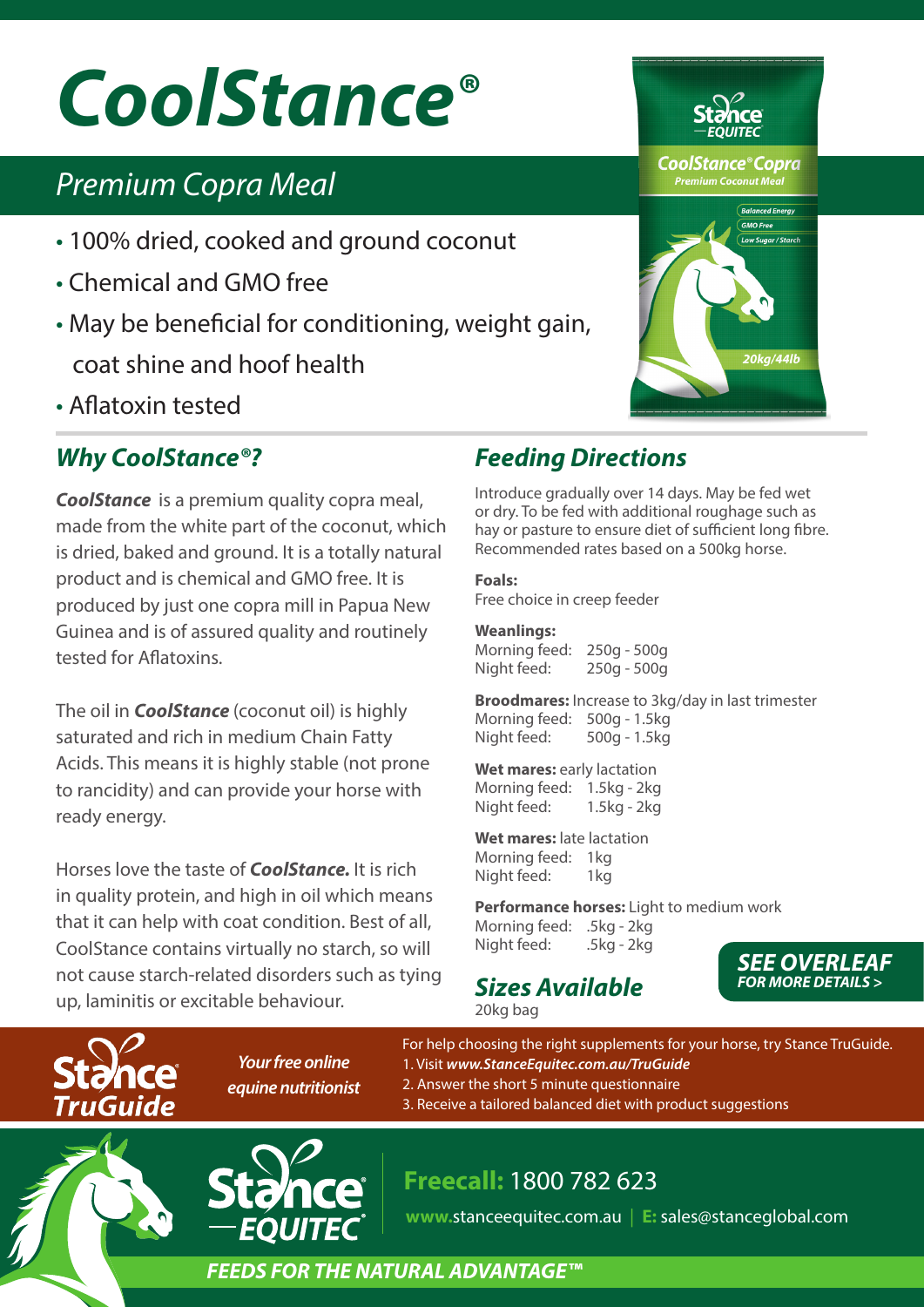# CoolStance®

## Premium Copra Meal

- 100% dried, cooked and ground coconut
- Chemical and GMO free
- May be beneficial for conditioning, weight gain, coat shine and hoof health
- Aflatoxin tested

## Why CoolStance®?

***CoolStance*** is a premium quality copra meal, made from the white part of the coconut, which is dried, baked and ground. It is a totally natural product and is chemical and GMO free. It is produced by just one copra mill in Papua New Guinea and is of assured quality and routinely tested for Aflatoxins.

The oil in ***CoolStance*** (coconut oil) is highly saturated and rich in medium Chain Fatty Acids. This means it is highly stable (not prone to rancidity) and can provide your horse with ready energy.

Horses love the taste of ***CoolStance.*** It is rich in quality protein, and high in oil which means that it can help with coat condition. Best of all, CoolStance contains virtually no starch, so will not cause starch-related disorders such as tying up, laminitis or excitable behaviour.

## Feeding Directions

Introduce gradually over 14 days. May be fed wet or dry. To be fed with additional roughage such as hay or pasture to ensure diet of sufficient long fibre. Recommended rates based on a 500kg horse.

**Foals:**
Free choice in creep feeder

**Weanlings:**
Morning feed: 250g - 500g
Night feed: 250g - 500g

**Broodmares:** Increase to 3kg/day in last trimester
Morning feed: 500g - 1.5kg
Night feed: 500g - 1.5kg

**Wet mares:** early lactation
Morning feed: 1.5kg - 2kg
Night feed: 1.5kg - 2kg

**Wet mares:** late lactation
Morning feed: 1kg
Night feed: 1kg

**Performance horses:** Light to medium work
Morning feed: .5kg - 2kg
Night feed: .5kg - 2kg

## Sizes Available

20kg bag

**SEE OVERLEAF**
**FOR MORE DETAILS >**

**Stance TruGuide** — *Your free online equine nutritionist*

For help choosing the right supplements for your horse, try Stance TruGuide.
1. Visit ***www.StanceEquitec.com.au/TruGuide***
2. Answer the short 5 minute questionnaire
3. Receive a tailored balanced diet with product suggestions

**Stance EQUITEC**

**Freecall:** 1800 782 623

**www.**stanceequitec.com.au | **E:** sales@stanceglobal.com

***FEEDS FOR THE NATURAL ADVANTAGE™***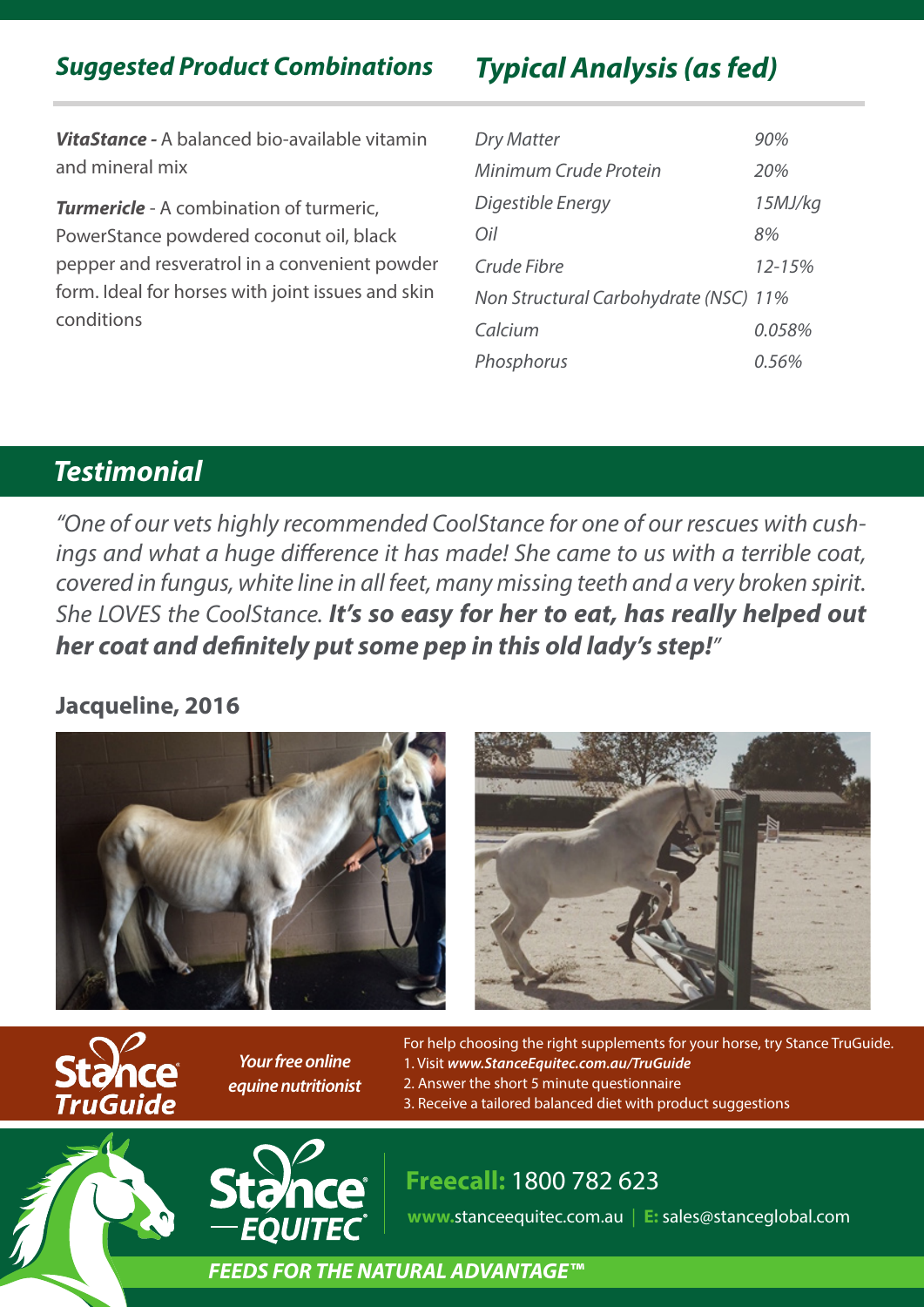## Suggested Product Combinations

***VitaStance*** **-** A balanced bio-available vitamin and mineral mix

***Turmericle*** - A combination of turmeric, PowerStance powdered coconut oil, black pepper and resveratrol in a convenient powder form. Ideal for horses with joint issues and skin conditions

## Typical Analysis (as fed)

| | |
|---|---|
| *Dry Matter* | *90%* |
| *Minimum Crude Protein* | *20%* |
| *Digestible Energy* | *15MJ/kg* |
| *Oil* | *8%* |
| *Crude Fibre* | *12-15%* |
| *Non Structural Carbohydrate (NSC)* | *11%* |
| *Calcium* | *0.058%* |
| *Phosphorus* | *0.56%* |

## Testimonial

*"One of our vets highly recommended CoolStance for one of our rescues with cushings and what a huge difference it has made! She came to us with a terrible coat, covered in fungus, white line in all feet, many missing teeth and a very broken spirit. She LOVES the CoolStance.* ***It's so easy for her to eat, has really helped out her coat and definitely put some pep in this old lady's step!****"*

**Jacqueline, 2016**

**Stance TruGuide**

*Your free online equine nutritionist*

For help choosing the right supplements for your horse, try Stance TruGuide.

1. Visit ***www.StanceEquitec.com.au/TruGuide***
2. Answer the short 5 minute questionnaire
3. Receive a tailored balanced diet with product suggestions

**Stance EQUITEC**

**Freecall:** 1800 782 623

**www.**stanceequitec.com.au | **E:** sales@stanceglobal.com

***FEEDS FOR THE NATURAL ADVANTAGE™***